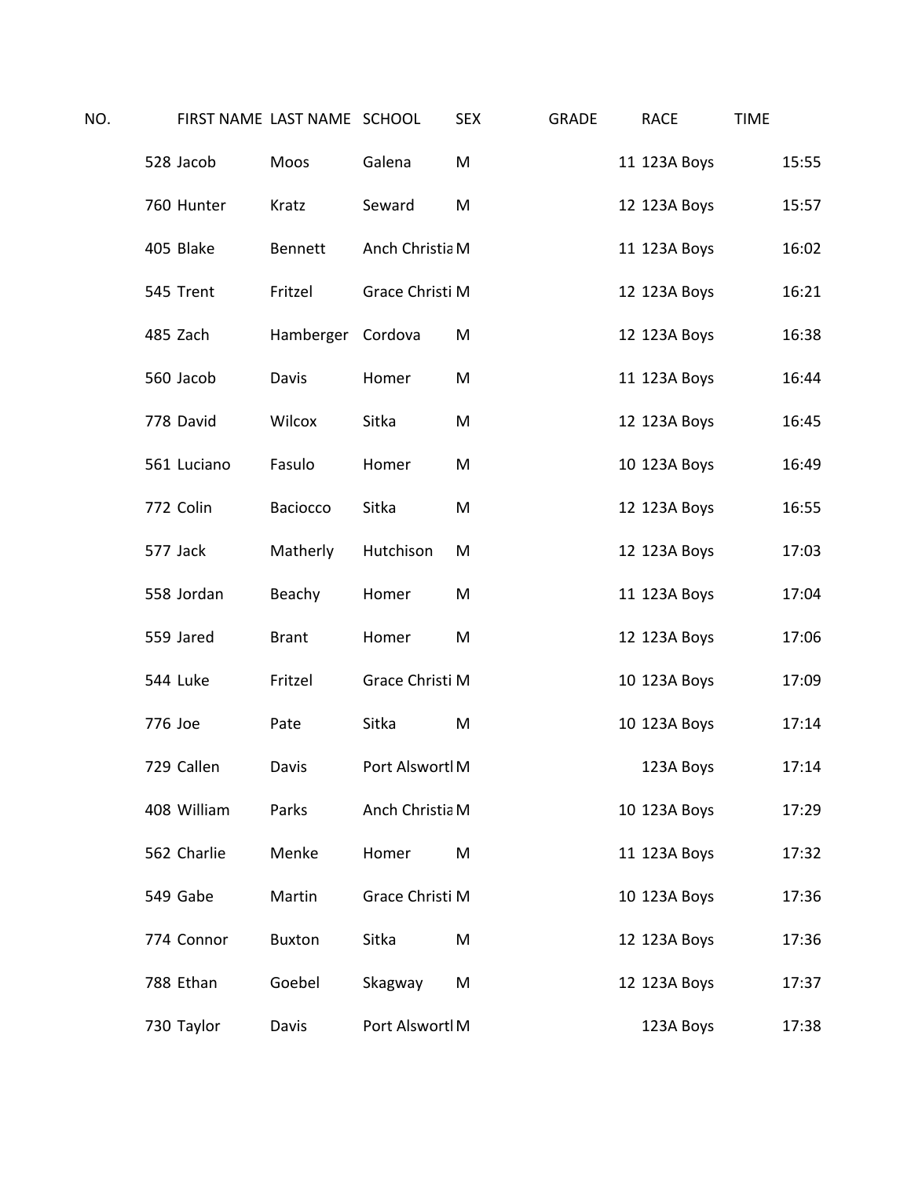| NO. | FIRST NAME | LAST NAME | SCHOOL | SEX | GRADE | RACE | TIME |
|---|---|---|---|---|---|---|---|
| 528 | Jacob | Moos | Galena | M | 11 | 123A Boys | 15:55 |
| 760 | Hunter | Kratz | Seward | M | 12 | 123A Boys | 15:57 |
| 405 | Blake | Bennett | Anch Christia | M | 11 | 123A Boys | 16:02 |
| 545 | Trent | Fritzel | Grace Christi | M | 12 | 123A Boys | 16:21 |
| 485 | Zach | Hamberger | Cordova | M | 12 | 123A Boys | 16:38 |
| 560 | Jacob | Davis | Homer | M | 11 | 123A Boys | 16:44 |
| 778 | David | Wilcox | Sitka | M | 12 | 123A Boys | 16:45 |
| 561 | Luciano | Fasulo | Homer | M | 10 | 123A Boys | 16:49 |
| 772 | Colin | Baciocco | Sitka | M | 12 | 123A Boys | 16:55 |
| 577 | Jack | Matherly | Hutchison | M | 12 | 123A Boys | 17:03 |
| 558 | Jordan | Beachy | Homer | M | 11 | 123A Boys | 17:04 |
| 559 | Jared | Brant | Homer | M | 12 | 123A Boys | 17:06 |
| 544 | Luke | Fritzel | Grace Christi | M | 10 | 123A Boys | 17:09 |
| 776 | Joe | Pate | Sitka | M | 10 | 123A Boys | 17:14 |
| 729 | Callen | Davis | Port Alswortl | M | | 123A Boys | 17:14 |
| 408 | William | Parks | Anch Christia | M | 10 | 123A Boys | 17:29 |
| 562 | Charlie | Menke | Homer | M | 11 | 123A Boys | 17:32 |
| 549 | Gabe | Martin | Grace Christi | M | 10 | 123A Boys | 17:36 |
| 774 | Connor | Buxton | Sitka | M | 12 | 123A Boys | 17:36 |
| 788 | Ethan | Goebel | Skagway | M | 12 | 123A Boys | 17:37 |
| 730 | Taylor | Davis | Port Alswortl | M | | 123A Boys | 17:38 |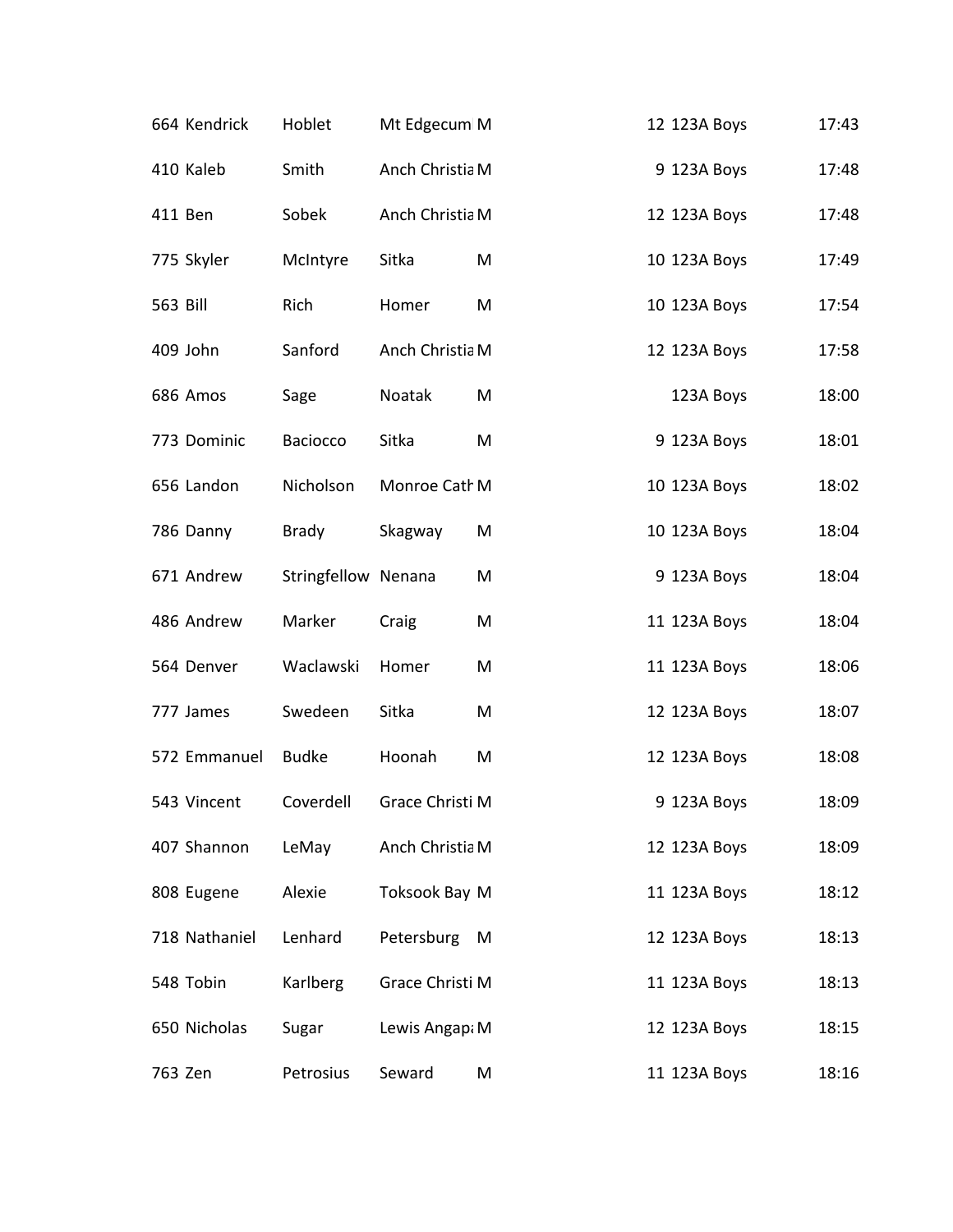| | | | | | | | |
|---|---|---|---|---|---|---|---|
| 664 | Kendrick | Hoblet | Mt Edgecum | M | 12 | 123A Boys | 17:43 |
| 410 | Kaleb | Smith | Anch Christia | M | 9 | 123A Boys | 17:48 |
| 411 | Ben | Sobek | Anch Christia | M | 12 | 123A Boys | 17:48 |
| 775 | Skyler | McIntyre | Sitka | M | 10 | 123A Boys | 17:49 |
| 563 | Bill | Rich | Homer | M | 10 | 123A Boys | 17:54 |
| 409 | John | Sanford | Anch Christia | M | 12 | 123A Boys | 17:58 |
| 686 | Amos | Sage | Noatak | M | | 123A Boys | 18:00 |
| 773 | Dominic | Baciocco | Sitka | M | 9 | 123A Boys | 18:01 |
| 656 | Landon | Nicholson | Monroe Cath | M | 10 | 123A Boys | 18:02 |
| 786 | Danny | Brady | Skagway | M | 10 | 123A Boys | 18:04 |
| 671 | Andrew | Stringfellow | Nenana | M | 9 | 123A Boys | 18:04 |
| 486 | Andrew | Marker | Craig | M | 11 | 123A Boys | 18:04 |
| 564 | Denver | Waclawski | Homer | M | 11 | 123A Boys | 18:06 |
| 777 | James | Swedeen | Sitka | M | 12 | 123A Boys | 18:07 |
| 572 | Emmanuel | Budke | Hoonah | M | 12 | 123A Boys | 18:08 |
| 543 | Vincent | Coverdell | Grace Christi | M | 9 | 123A Boys | 18:09 |
| 407 | Shannon | LeMay | Anch Christia | M | 12 | 123A Boys | 18:09 |
| 808 | Eugene | Alexie | Toksook Bay | M | 11 | 123A Boys | 18:12 |
| 718 | Nathaniel | Lenhard | Petersburg | M | 12 | 123A Boys | 18:13 |
| 548 | Tobin | Karlberg | Grace Christi | M | 11 | 123A Boys | 18:13 |
| 650 | Nicholas | Sugar | Lewis Angap | M | 12 | 123A Boys | 18:15 |
| 763 | Zen | Petrosius | Seward | M | 11 | 123A Boys | 18:16 |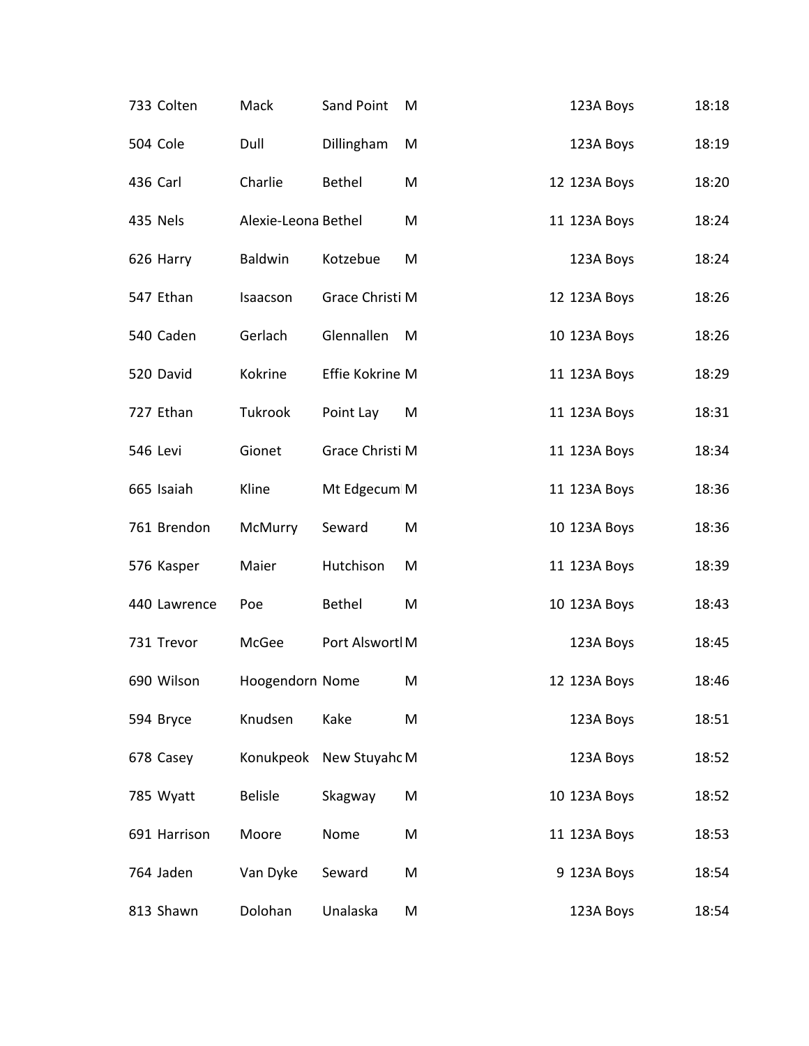| | | | | | | | |
|---|---|---|---|---|---|---|---|
| 733 | Colten | Mack | Sand Point | M | | 123A Boys | 18:18 |
| 504 | Cole | Dull | Dillingham | M | | 123A Boys | 18:19 |
| 436 | Carl | Charlie | Bethel | M | 12 | 123A Boys | 18:20 |
| 435 | Nels | Alexie-Leona | Bethel | M | 11 | 123A Boys | 18:24 |
| 626 | Harry | Baldwin | Kotzebue | M | | 123A Boys | 18:24 |
| 547 | Ethan | Isaacson | Grace Christi | M | 12 | 123A Boys | 18:26 |
| 540 | Caden | Gerlach | Glennallen | M | 10 | 123A Boys | 18:26 |
| 520 | David | Kokrine | Effie Kokrine | M | 11 | 123A Boys | 18:29 |
| 727 | Ethan | Tukrook | Point Lay | M | 11 | 123A Boys | 18:31 |
| 546 | Levi | Gionet | Grace Christi | M | 11 | 123A Boys | 18:34 |
| 665 | Isaiah | Kline | Mt Edgecum | M | 11 | 123A Boys | 18:36 |
| 761 | Brendon | McMurry | Seward | M | 10 | 123A Boys | 18:36 |
| 576 | Kasper | Maier | Hutchison | M | 11 | 123A Boys | 18:39 |
| 440 | Lawrence | Poe | Bethel | M | 10 | 123A Boys | 18:43 |
| 731 | Trevor | McGee | Port Alswortl | M | | 123A Boys | 18:45 |
| 690 | Wilson | Hoogendorn | Nome | M | 12 | 123A Boys | 18:46 |
| 594 | Bryce | Knudsen | Kake | M | | 123A Boys | 18:51 |
| 678 | Casey | Konukpeok | New Stuyahc | M | | 123A Boys | 18:52 |
| 785 | Wyatt | Belisle | Skagway | M | 10 | 123A Boys | 18:52 |
| 691 | Harrison | Moore | Nome | M | 11 | 123A Boys | 18:53 |
| 764 | Jaden | Van Dyke | Seward | M | 9 | 123A Boys | 18:54 |
| 813 | Shawn | Dolohan | Unalaska | M | | 123A Boys | 18:54 |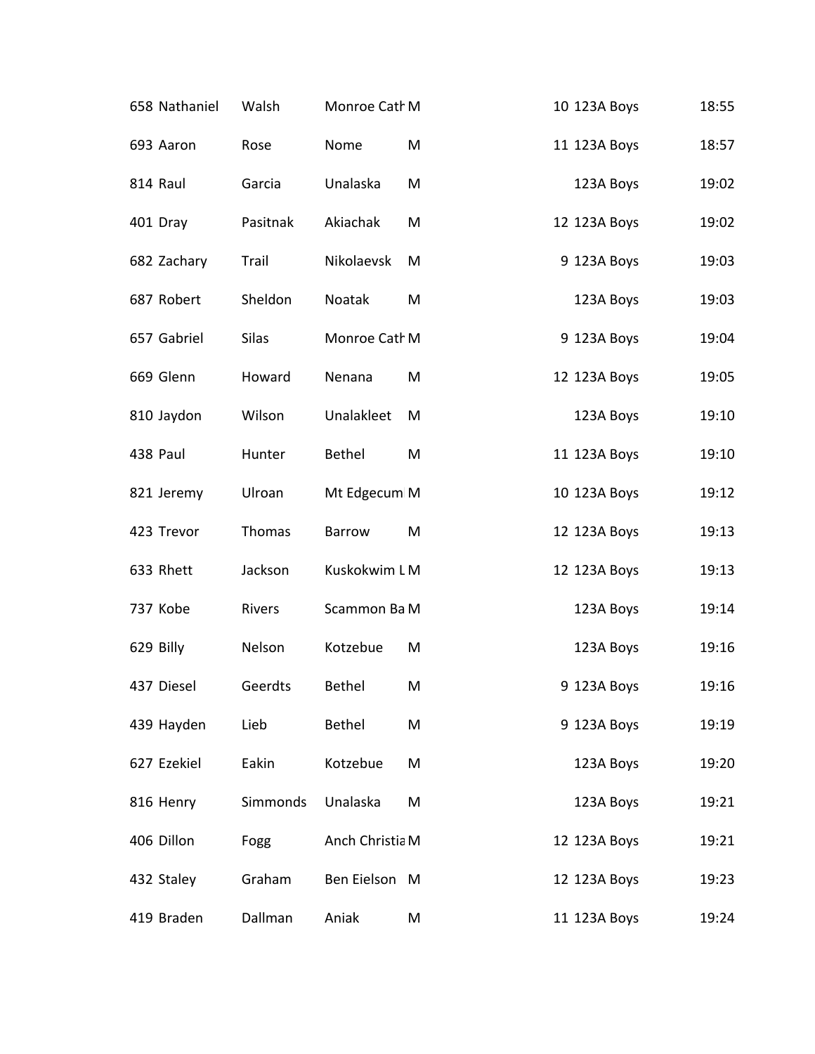| | | | | | | | |
|---|---|---|---|---|---|---|---|
| 658 | Nathaniel | Walsh | Monroe Cath | M | 10 | 123A Boys | 18:55 |
| 693 | Aaron | Rose | Nome | M | 11 | 123A Boys | 18:57 |
| 814 | Raul | Garcia | Unalaska | M | | 123A Boys | 19:02 |
| 401 | Dray | Pasitnak | Akiachak | M | 12 | 123A Boys | 19:02 |
| 682 | Zachary | Trail | Nikolaevsk | M | 9 | 123A Boys | 19:03 |
| 687 | Robert | Sheldon | Noatak | M | | 123A Boys | 19:03 |
| 657 | Gabriel | Silas | Monroe Cath | M | 9 | 123A Boys | 19:04 |
| 669 | Glenn | Howard | Nenana | M | 12 | 123A Boys | 19:05 |
| 810 | Jaydon | Wilson | Unalakleet | M | | 123A Boys | 19:10 |
| 438 | Paul | Hunter | Bethel | M | 11 | 123A Boys | 19:10 |
| 821 | Jeremy | Ulroan | Mt Edgecum | M | 10 | 123A Boys | 19:12 |
| 423 | Trevor | Thomas | Barrow | M | 12 | 123A Boys | 19:13 |
| 633 | Rhett | Jackson | Kuskokwim L | M | 12 | 123A Boys | 19:13 |
| 737 | Kobe | Rivers | Scammon Ba | M | | 123A Boys | 19:14 |
| 629 | Billy | Nelson | Kotzebue | M | | 123A Boys | 19:16 |
| 437 | Diesel | Geerdts | Bethel | M | 9 | 123A Boys | 19:16 |
| 439 | Hayden | Lieb | Bethel | M | 9 | 123A Boys | 19:19 |
| 627 | Ezekiel | Eakin | Kotzebue | M | | 123A Boys | 19:20 |
| 816 | Henry | Simmonds | Unalaska | M | | 123A Boys | 19:21 |
| 406 | Dillon | Fogg | Anch Christia | M | 12 | 123A Boys | 19:21 |
| 432 | Staley | Graham | Ben Eielson | M | 12 | 123A Boys | 19:23 |
| 419 | Braden | Dallman | Aniak | M | 11 | 123A Boys | 19:24 |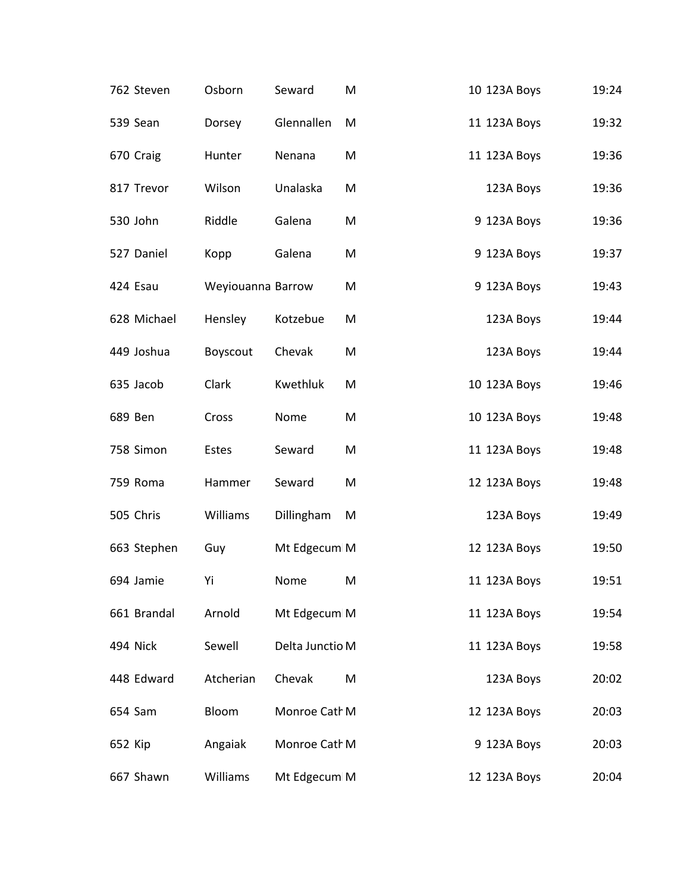| | | | | | | | |
|---|---|---|---|---|---|---|---|
| 762 | Steven | Osborn | Seward | M | 10 | 123A Boys | 19:24 |
| 539 | Sean | Dorsey | Glennallen | M | 11 | 123A Boys | 19:32 |
| 670 | Craig | Hunter | Nenana | M | 11 | 123A Boys | 19:36 |
| 817 | Trevor | Wilson | Unalaska | M | | 123A Boys | 19:36 |
| 530 | John | Riddle | Galena | M | 9 | 123A Boys | 19:36 |
| 527 | Daniel | Kopp | Galena | M | 9 | 123A Boys | 19:37 |
| 424 | Esau | Weyiouanna | Barrow | M | 9 | 123A Boys | 19:43 |
| 628 | Michael | Hensley | Kotzebue | M | | 123A Boys | 19:44 |
| 449 | Joshua | Boyscout | Chevak | M | | 123A Boys | 19:44 |
| 635 | Jacob | Clark | Kwethluk | M | 10 | 123A Boys | 19:46 |
| 689 | Ben | Cross | Nome | M | 10 | 123A Boys | 19:48 |
| 758 | Simon | Estes | Seward | M | 11 | 123A Boys | 19:48 |
| 759 | Roma | Hammer | Seward | M | 12 | 123A Boys | 19:48 |
| 505 | Chris | Williams | Dillingham | M | | 123A Boys | 19:49 |
| 663 | Stephen | Guy | Mt Edgecum | M | 12 | 123A Boys | 19:50 |
| 694 | Jamie | Yi | Nome | M | 11 | 123A Boys | 19:51 |
| 661 | Brandal | Arnold | Mt Edgecum | M | 11 | 123A Boys | 19:54 |
| 494 | Nick | Sewell | Delta Junctio | M | 11 | 123A Boys | 19:58 |
| 448 | Edward | Atcherian | Chevak | M | | 123A Boys | 20:02 |
| 654 | Sam | Bloom | Monroe Cath | M | 12 | 123A Boys | 20:03 |
| 652 | Kip | Angaiak | Monroe Cath | M | 9 | 123A Boys | 20:03 |
| 667 | Shawn | Williams | Mt Edgecum | M | 12 | 123A Boys | 20:04 |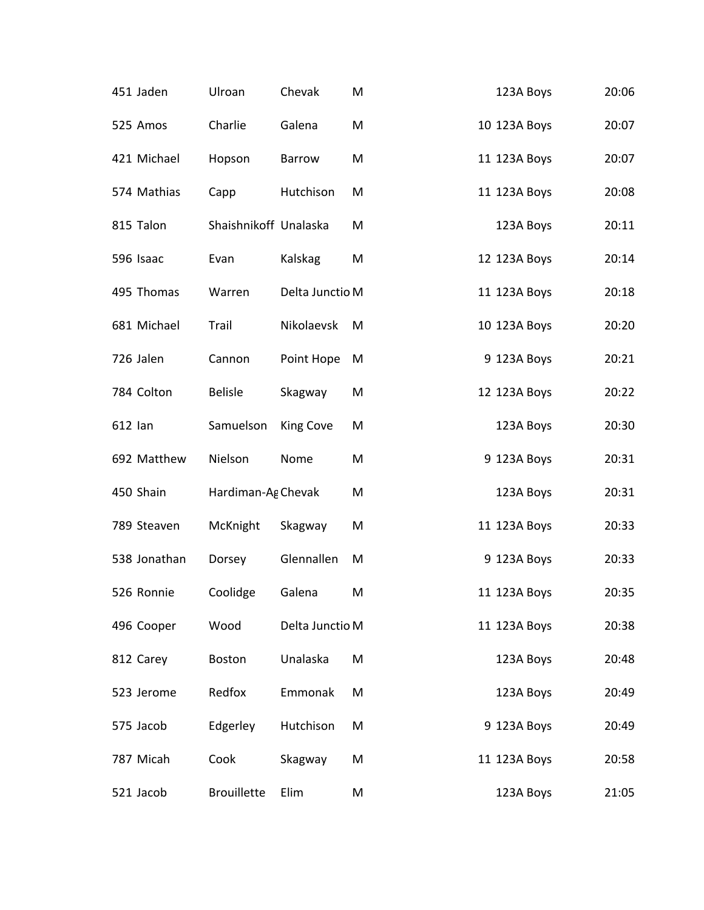| | | | | | | | |
|---|---|---|---|---|---|---|---|
| 451 | Jaden | Ulroan | Chevak | M | | 123A Boys | 20:06 |
| 525 | Amos | Charlie | Galena | M | 10 | 123A Boys | 20:07 |
| 421 | Michael | Hopson | Barrow | M | 11 | 123A Boys | 20:07 |
| 574 | Mathias | Capp | Hutchison | M | 11 | 123A Boys | 20:08 |
| 815 | Talon | Shaishnikoff | Unalaska | M | | 123A Boys | 20:11 |
| 596 | Isaac | Evan | Kalskag | M | 12 | 123A Boys | 20:14 |
| 495 | Thomas | Warren | Delta Junctio | M | 11 | 123A Boys | 20:18 |
| 681 | Michael | Trail | Nikolaevsk | M | 10 | 123A Boys | 20:20 |
| 726 | Jalen | Cannon | Point Hope | M | 9 | 123A Boys | 20:21 |
| 784 | Colton | Belisle | Skagway | M | 12 | 123A Boys | 20:22 |
| 612 | Ian | Samuelson | King Cove | M | | 123A Boys | 20:30 |
| 692 | Matthew | Nielson | Nome | M | 9 | 123A Boys | 20:31 |
| 450 | Shain | Hardiman-Ag | Chevak | M | | 123A Boys | 20:31 |
| 789 | Steaven | McKnight | Skagway | M | 11 | 123A Boys | 20:33 |
| 538 | Jonathan | Dorsey | Glennallen | M | 9 | 123A Boys | 20:33 |
| 526 | Ronnie | Coolidge | Galena | M | 11 | 123A Boys | 20:35 |
| 496 | Cooper | Wood | Delta Junctio | M | 11 | 123A Boys | 20:38 |
| 812 | Carey | Boston | Unalaska | M | | 123A Boys | 20:48 |
| 523 | Jerome | Redfox | Emmonak | M | | 123A Boys | 20:49 |
| 575 | Jacob | Edgerley | Hutchison | M | 9 | 123A Boys | 20:49 |
| 787 | Micah | Cook | Skagway | M | 11 | 123A Boys | 20:58 |
| 521 | Jacob | Brouillette | Elim | M | | 123A Boys | 21:05 |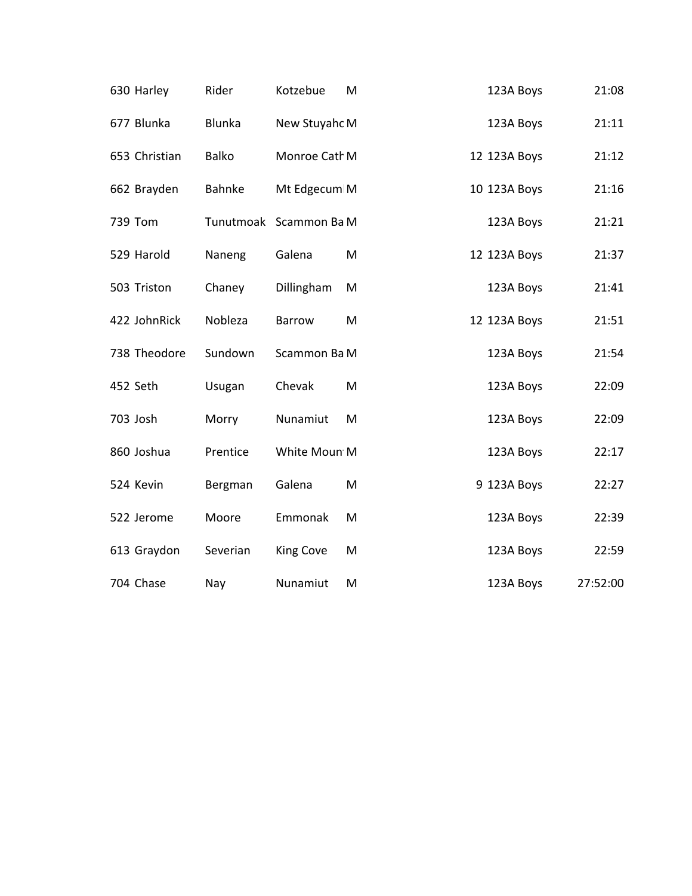| | | | | | | | |
|---|---|---|---|---|---|---|---|
| 630 | Harley | Rider | Kotzebue | M | | 123A Boys | 21:08 |
| 677 | Blunka | Blunka | New Stuyahc | M | | 123A Boys | 21:11 |
| 653 | Christian | Balko | Monroe Cath | M | 12 | 123A Boys | 21:12 |
| 662 | Brayden | Bahnke | Mt Edgecum | M | 10 | 123A Boys | 21:16 |
| 739 | Tom | Tunutmoak | Scammon Ba | M | | 123A Boys | 21:21 |
| 529 | Harold | Naneng | Galena | M | 12 | 123A Boys | 21:37 |
| 503 | Triston | Chaney | Dillingham | M | | 123A Boys | 21:41 |
| 422 | JohnRick | Nobleza | Barrow | M | 12 | 123A Boys | 21:51 |
| 738 | Theodore | Sundown | Scammon Ba | M | | 123A Boys | 21:54 |
| 452 | Seth | Usugan | Chevak | M | | 123A Boys | 22:09 |
| 703 | Josh | Morry | Nunamiut | M | | 123A Boys | 22:09 |
| 860 | Joshua | Prentice | White Moun | M | | 123A Boys | 22:17 |
| 524 | Kevin | Bergman | Galena | M | 9 | 123A Boys | 22:27 |
| 522 | Jerome | Moore | Emmonak | M | | 123A Boys | 22:39 |
| 613 | Graydon | Severian | King Cove | M | | 123A Boys | 22:59 |
| 704 | Chase | Nay | Nunamiut | M | | 123A Boys | 27:52:00 |